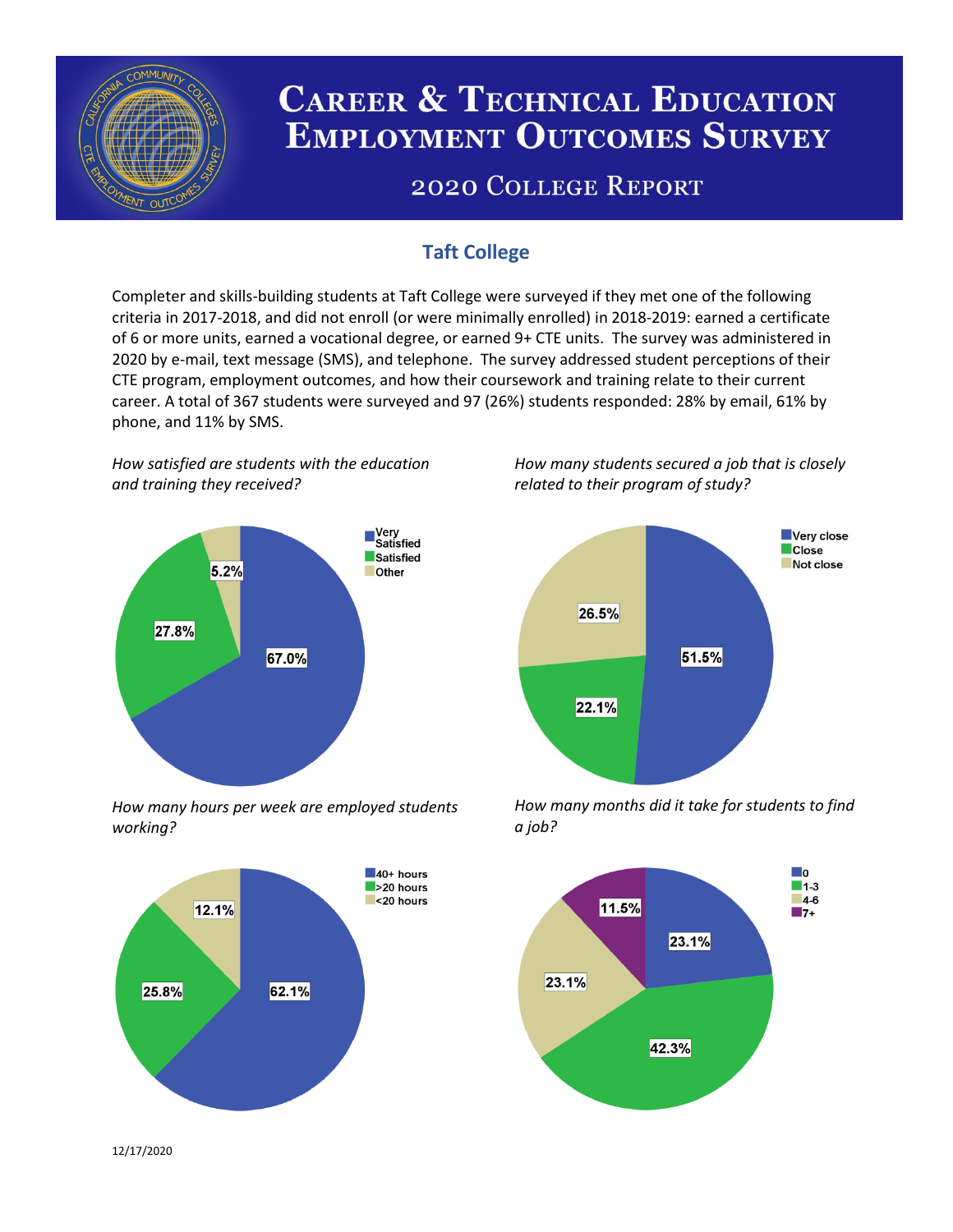# Career & Technical Education Employment Outcomes Survey

## 2020 College Report

### Taft College

Completer and skills-building students at Taft College were surveyed if they met one of the following criteria in 2017-2018, and did not enroll (or were minimally enrolled) in 2018-2019: earned a certificate of 6 or more units, earned a vocational degree, or earned 9+ CTE units. The survey was administered in 2020 by e-mail, text message (SMS), and telephone. The survey addressed student perceptions of their CTE program, employment outcomes, and how their coursework and training relate to their current career. A total of 367 students were surveyed and 97 (26%) students responded: 28% by email, 61% by phone, and 11% by SMS.

*How satisfied are students with the education and training they received?*

| Response | Percent |
|---|---|
| Very Satisfied | 67.0% |
| Satisfied | 27.8% |
| Other | 5.2% |

*How many students secured a job that is closely related to their program of study?*

| Response | Percent |
|---|---|
| Very close | 51.5% |
| Close | 22.1% |
| Not close | 26.5% |

*How many hours per week are employed students working?*

| Response | Percent |
|---|---|
| 40+ hours | 62.1% |
| >20 hours | 25.8% |
| <20 hours | 12.1% |

*How many months did it take for students to find a job?*

| Response | Percent |
|---|---|
| 0 | 23.1% |
| 1-3 | 42.3% |
| 4-6 | 23.1% |
| 7+ | 11.5% |

12/17/2020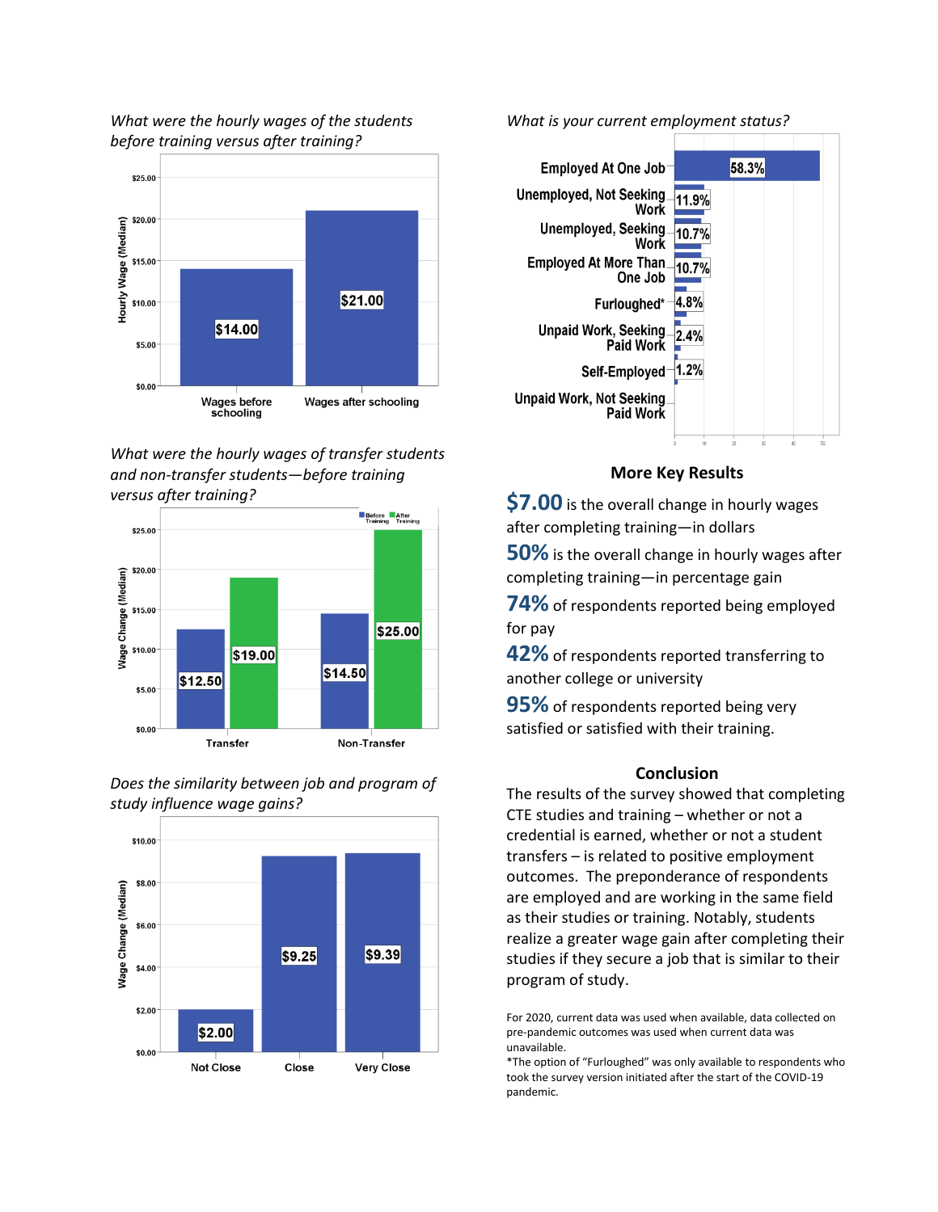*What were the hourly wages of the students before training versus after training?*

Hourly Wage (Median)

$25.00
$20.00
$15.00
$10.00
$5.00
$0.00

$14.00
$21.00

Wages before schooling
Wages after schooling

*What were the hourly wages of transfer students and non-transfer students—before training versus after training?*

Before Training
After Training

Wage Change (Median)

$25.00
$20.00
$15.00
$10.00
$5.00
$0.00

$12.50
$19.00
$14.50
$25.00

Transfer
Non-Transfer

*Does the similarity between job and program of study influence wage gains?*

Wage Change (Median)

$10.00
$8.00
$6.00
$4.00
$2.00
$0.00

$2.00
$9.25
$9.39

Not Close
Close
Very Close

*What is your current employment status?*

Employed At One Job 58.3%
Unemployed, Not Seeking Work 11.9%
Unemployed, Seeking Work 10.7%
Employed At More Than One Job 10.7%
Furloughed* 4.8%
Unpaid Work, Seeking Paid Work 2.4%
Self-Employed 1.2%
Unpaid Work, Not Seeking Paid Work

0
10
20
30
40
50

## More Key Results

**$7.00** is the overall change in hourly wages after completing training—in dollars

**50%** is the overall change in hourly wages after completing training—in percentage gain

**74%** of respondents reported being employed for pay

**42%** of respondents reported transferring to another college or university

**95%** of respondents reported being very satisfied or satisfied with their training.

## Conclusion

The results of the survey showed that completing CTE studies and training – whether or not a credential is earned, whether or not a student transfers – is related to positive employment outcomes. The preponderance of respondents are employed and are working in the same field as their studies or training. Notably, students realize a greater wage gain after completing their studies if they secure a job that is similar to their program of study.

For 2020, current data was used when available, data collected on pre-pandemic outcomes was used when current data was unavailable.

*The option of "Furloughed" was only available to respondents who took the survey version initiated after the start of the COVID-19 pandemic.